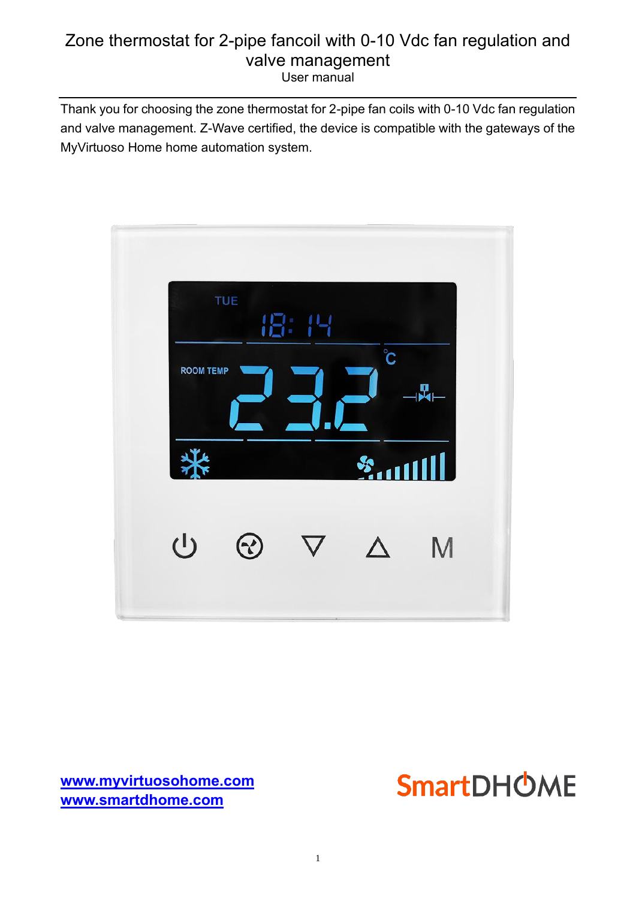# Zone thermostat for 2-pipe fancoil with 0-10 Vdc fan regulation and valve management

User manual

Thank you for choosing the zone thermostat for 2-pipe fan coils with 0-10 Vdc fan regulation and valve management. Z-Wave certified, the device is compatible with the gateways of the MyVirtuoso Home home automation system.

**[www.myvirtuosohome.com](http://www.myvirtuosohome.com)**
**[www.smartdhome.com](http://www.smartdhome.com)**

SmartDHOME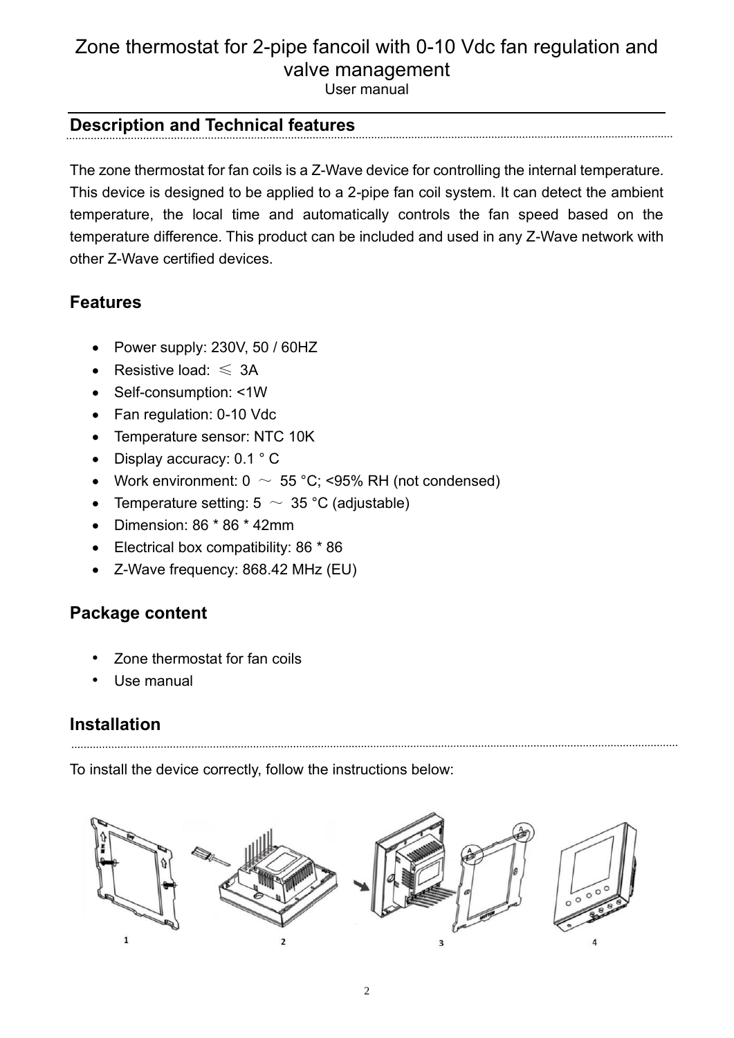# Zone thermostat for 2-pipe fancoil with 0-10 Vdc fan regulation and valve management

User manual

## Description and Technical features

The zone thermostat for fan coils is a Z-Wave device for controlling the internal temperature. This device is designed to be applied to a 2-pipe fan coil system. It can detect the ambient temperature, the local time and automatically controls the fan speed based on the temperature difference. This product can be included and used in any Z-Wave network with other Z-Wave certified devices.

### Features

- Power supply: 230V, 50 / 60HZ
- Resistive load: ≤ 3A
- Self-consumption: <1W
- Fan regulation: 0-10 Vdc
- Temperature sensor: NTC 10K
- Display accuracy: 0.1 ° C
- Work environment: 0 ～ 55 °C; <95% RH (not condensed)
- Temperature setting: 5 ～ 35 °C (adjustable)
- Dimension: 86 * 86 * 42mm
- Electrical box compatibility: 86 * 86
- Z-Wave frequency: 868.42 MHz (EU)

### Package content

- Zone thermostat for fan coils
- Use manual

## Installation

To install the device correctly, follow the instructions below:

1 2 3 4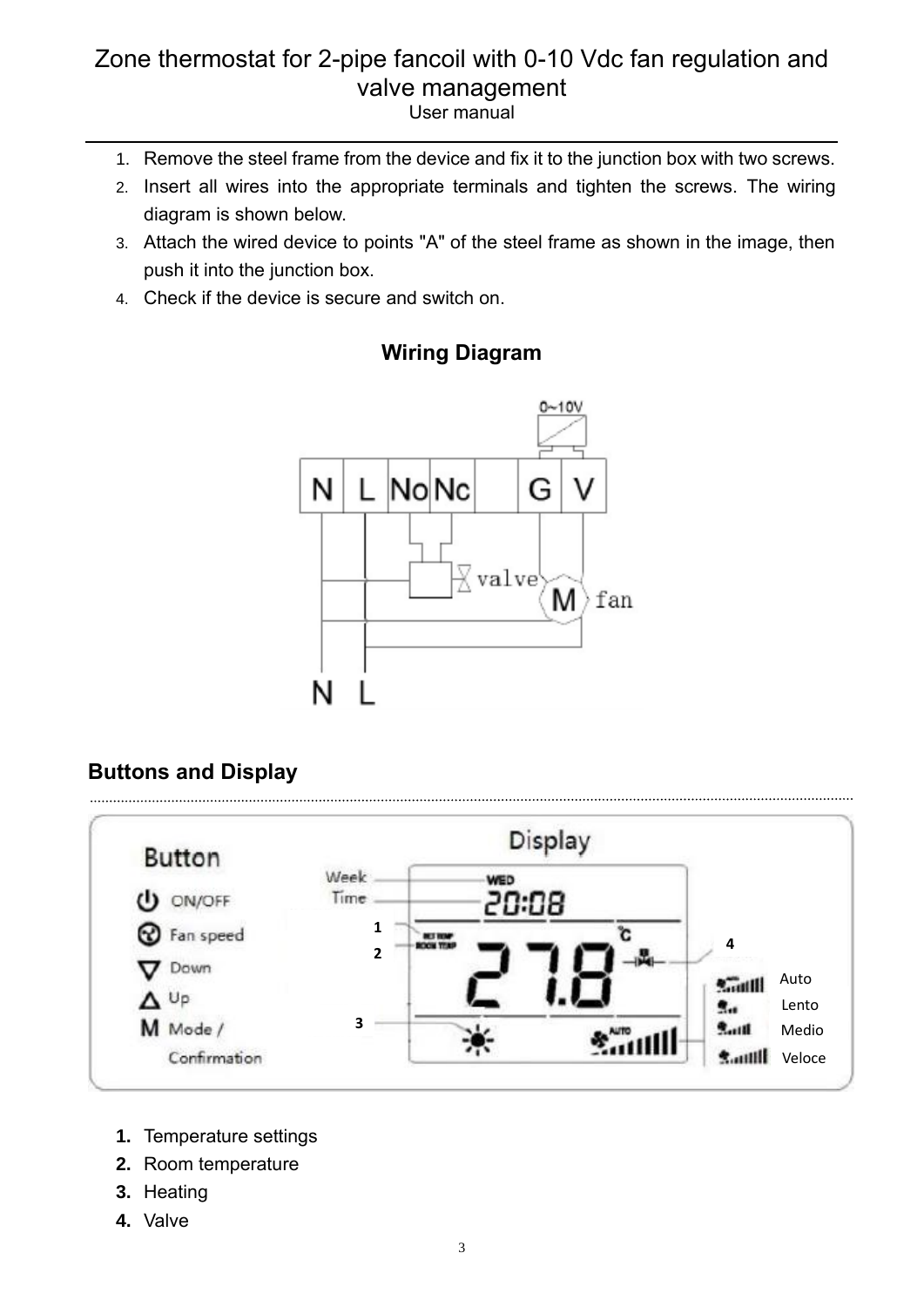# Zone thermostat for 2-pipe fancoil with 0-10 Vdc fan regulation and valve management

User manual

1. Remove the steel frame from the device and fix it to the junction box with two screws.
2. Insert all wires into the appropriate terminals and tighten the screws. The wiring diagram is shown below.
3. Attach the wired device to points "A" of the steel frame as shown in the image, then push it into the junction box.
4. Check if the device is secure and switch on.

## Wiring Diagram

## Buttons and Display

1. **Temperature settings**
2. **Room temperature**
3. **Heating**
4. **Valve**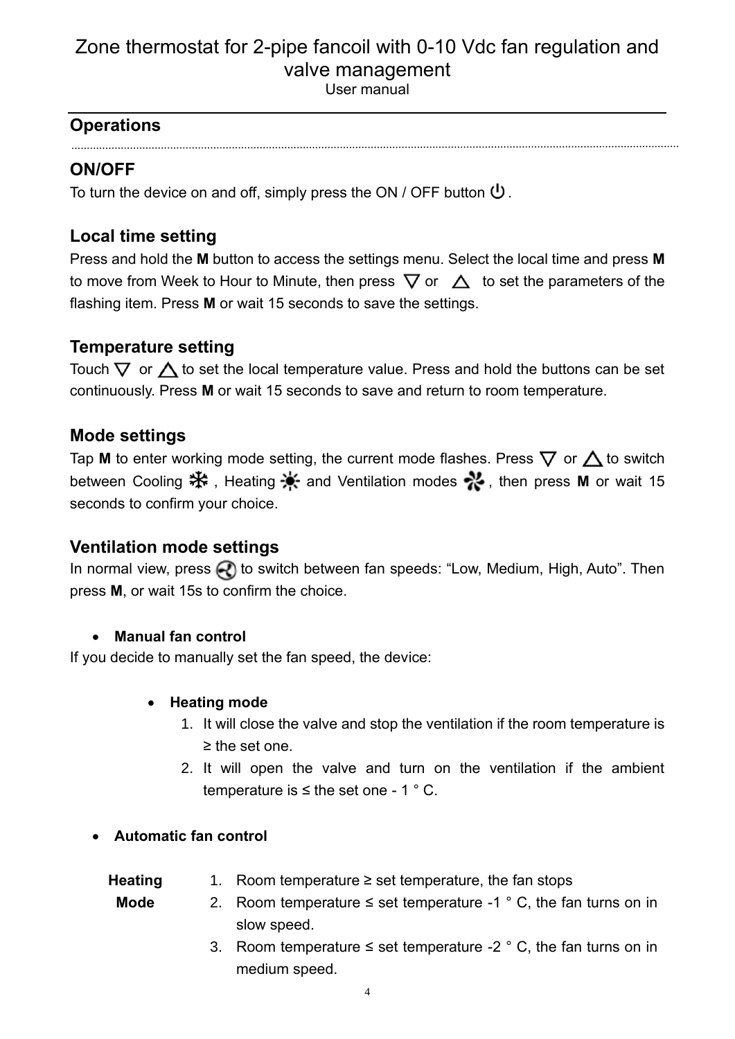# Zone thermostat for 2-pipe fancoil with 0-10 Vdc fan regulation and valve management

User manual

## Operations

### ON/OFF

To turn the device on and off, simply press the ON / OFF button ⏻.

### Local time setting

Press and hold the **M** button to access the settings menu. Select the local time and press **M** to move from Week to Hour to Minute, then press ▽ or △ to set the parameters of the flashing item. Press **M** or wait 15 seconds to save the settings.

### Temperature setting

Touch ▽ or △ to set the local temperature value. Press and hold the buttons can be set continuously. Press **M** or wait 15 seconds to save and return to room temperature.

### Mode settings

Tap **M** to enter working mode setting, the current mode flashes. Press ▽ or △ to switch between Cooling ❄, Heating ☀ and Ventilation modes ✤, then press **M** or wait 15 seconds to confirm your choice.

### Ventilation mode settings

In normal view, press the fan button to switch between fan speeds: “Low, Medium, High, Auto”. Then press **M**, or wait 15s to confirm the choice.

- **Manual fan control**

If you decide to manually set the fan speed, the device:

- **Heating mode**
  1. It will close the valve and stop the ventilation if the room temperature is ≥ the set one.
  2. It will open the valve and turn on the ventilation if the ambient temperature is ≤ the set one - 1 ° C.

- **Automatic fan control**

**Heating Mode**

1. Room temperature ≥ set temperature, the fan stops
2. Room temperature ≤ set temperature -1 ° C, the fan turns on in slow speed.
3. Room temperature ≤ set temperature -2 ° C, the fan turns on in medium speed.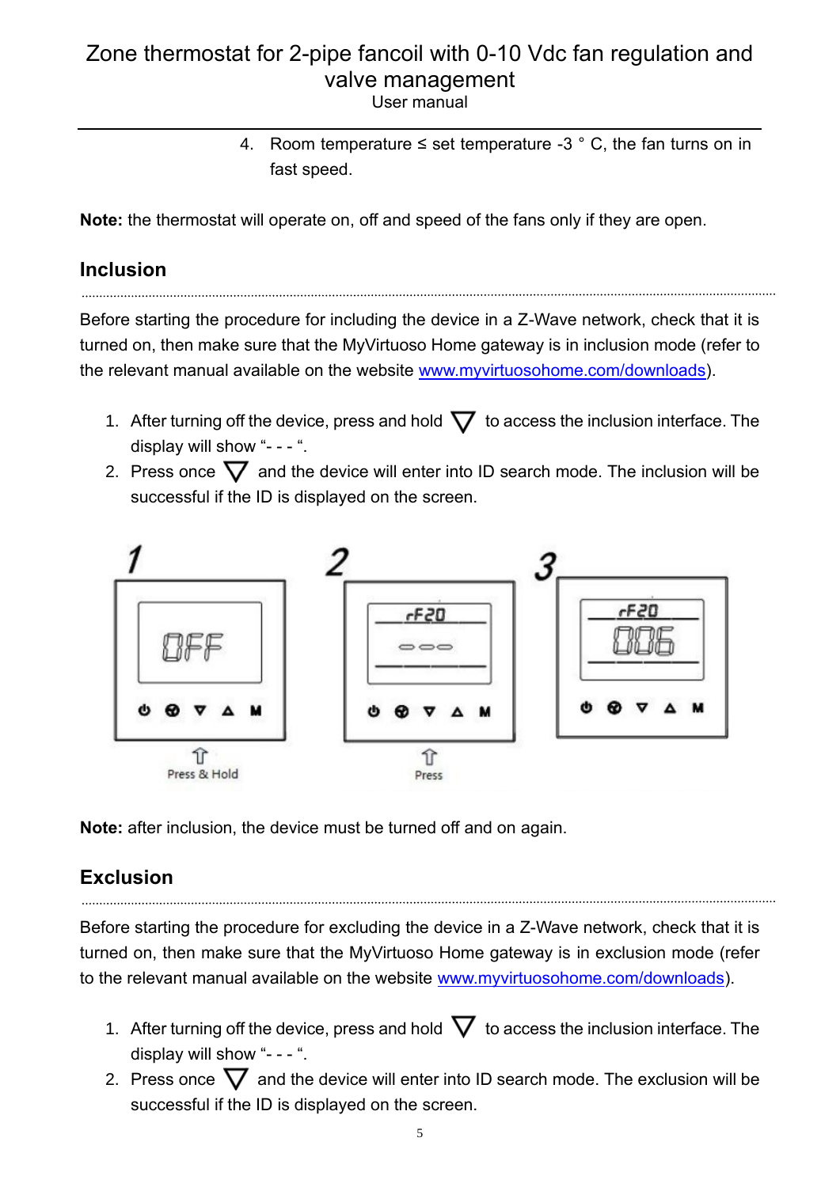4. Room temperature ≤ set temperature -3 ° C, the fan turns on in fast speed.

**Note:** the thermostat will operate on, off and speed of the fans only if they are open.

## Inclusion

Before starting the procedure for including the device in a Z-Wave network, check that it is turned on, then make sure that the MyVirtuoso Home gateway is in inclusion mode (refer to the relevant manual available on the website [www.myvirtuosohome.com/downloads](http://www.myvirtuosohome.com/downloads)).

1. After turning off the device, press and hold ▽ to access the inclusion interface. The display will show "- - - ".
2. Press once ▽ and the device will enter into ID search mode. The inclusion will be successful if the ID is displayed on the screen.

**Note:** after inclusion, the device must be turned off and on again.

## Exclusion

Before starting the procedure for excluding the device in a Z-Wave network, check that it is turned on, then make sure that the MyVirtuoso Home gateway is in exclusion mode (refer to the relevant manual available on the website [www.myvirtuosohome.com/downloads](http://www.myvirtuosohome.com/downloads)).

1. After turning off the device, press and hold ▽ to access the inclusion interface. The display will show "- - - ".
2. Press once ▽ and the device will enter into ID search mode. The exclusion will be successful if the ID is displayed on the screen.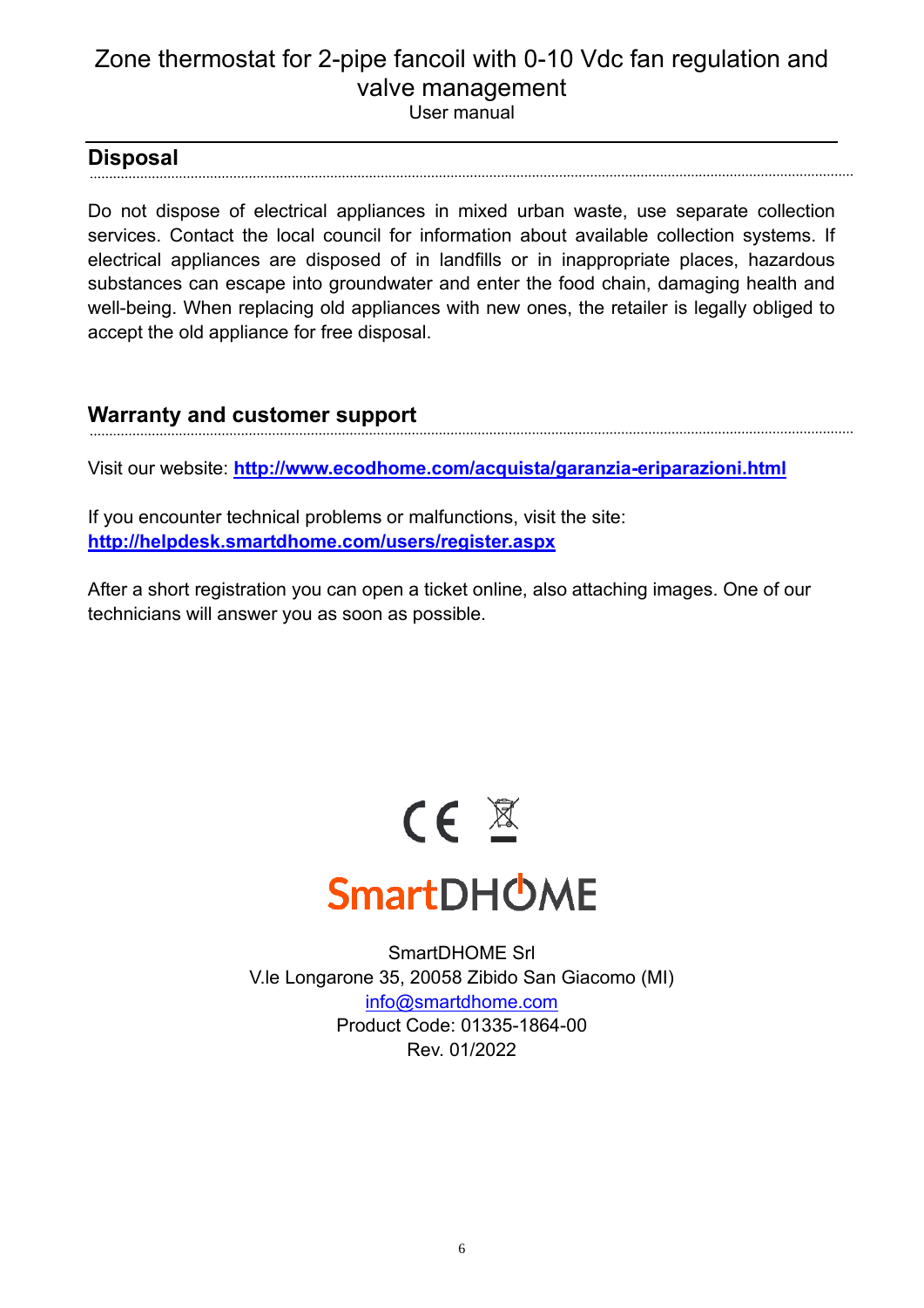Zone thermostat for 2-pipe fancoil with 0-10 Vdc fan regulation and valve management
User manual

## Disposal

Do not dispose of electrical appliances in mixed urban waste, use separate collection services. Contact the local council for information about available collection systems. If electrical appliances are disposed of in landfills or in inappropriate places, hazardous substances can escape into groundwater and enter the food chain, damaging health and well-being. When replacing old appliances with new ones, the retailer is legally obliged to accept the old appliance for free disposal.

## Warranty and customer support

Visit our website: **http://www.ecodhome.com/acquista/garanzia-eriparazioni.html**

If you encounter technical problems or malfunctions, visit the site:
**http://helpdesk.smartdhome.com/users/register.aspx**

After a short registration you can open a ticket online, also attaching images. One of our technicians will answer you as soon as possible.

SmartDHOME

SmartDHOME Srl
V.le Longarone 35, 20058 Zibido San Giacomo (MI)
info@smartdhome.com
Product Code: 01335-1864-00
Rev. 01/2022